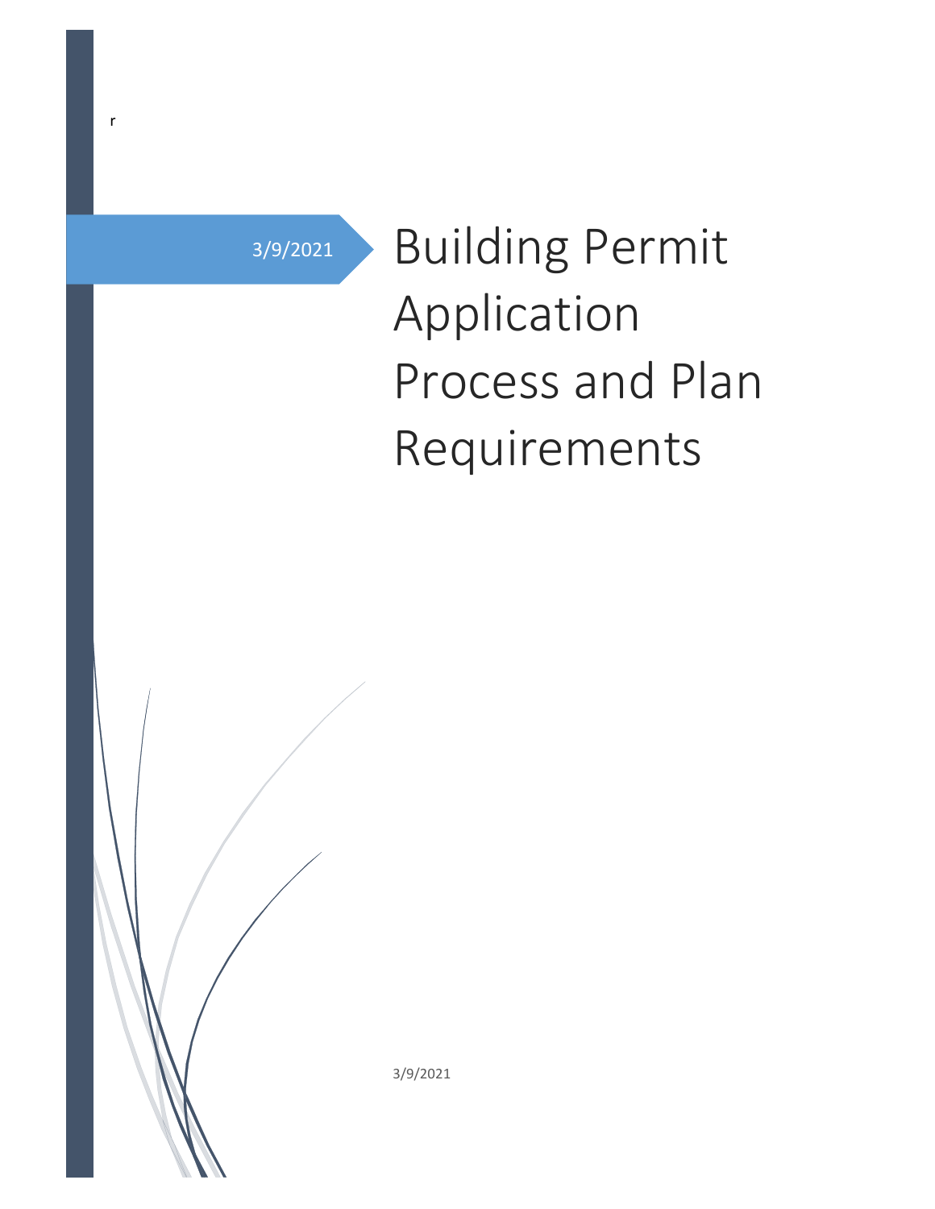r

3/9/2021

# Building Permit Application Process and Plan Requirements

3/9/2021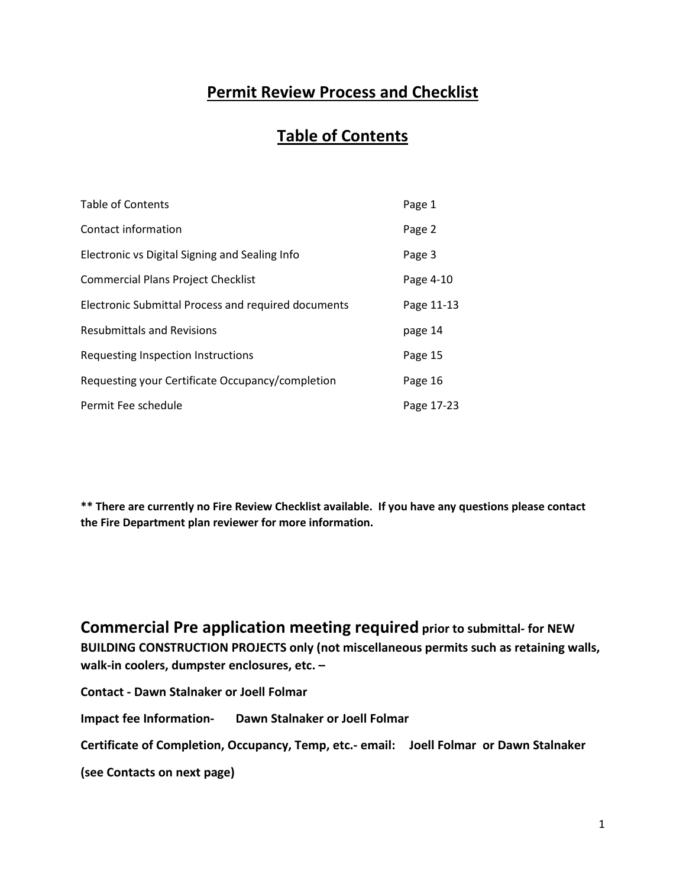# Permit Review Process and Checklist

## Table of Contents

| | |
|---|---|
| Table of Contents | Page 1 |
| Contact information | Page 2 |
| Electronic vs Digital Signing and Sealing Info | Page 3 |
| Commercial Plans Project Checklist | Page 4-10 |
| Electronic Submittal Process and required documents | Page 11-13 |
| Resubmittals and Revisions | page 14 |
| Requesting Inspection Instructions | Page 15 |
| Requesting your Certificate Occupancy/completion | Page 16 |
| Permit Fee schedule | Page 17-23 |

**** There are currently no Fire Review Checklist available. If you have any questions please contact the Fire Department plan reviewer for more information.**

## Commercial Pre application meeting required prior to submittal- for NEW BUILDING CONSTRUCTION PROJECTS only (not miscellaneous permits such as retaining walls, walk-in coolers, dumpster enclosures, etc. –

**Contact - Dawn Stalnaker or Joell Folmar**

**Impact fee Information- Dawn Stalnaker or Joell Folmar**

**Certificate of Completion, Occupancy, Temp, etc.- email: Joell Folmar or Dawn Stalnaker**

**(see Contacts on next page)**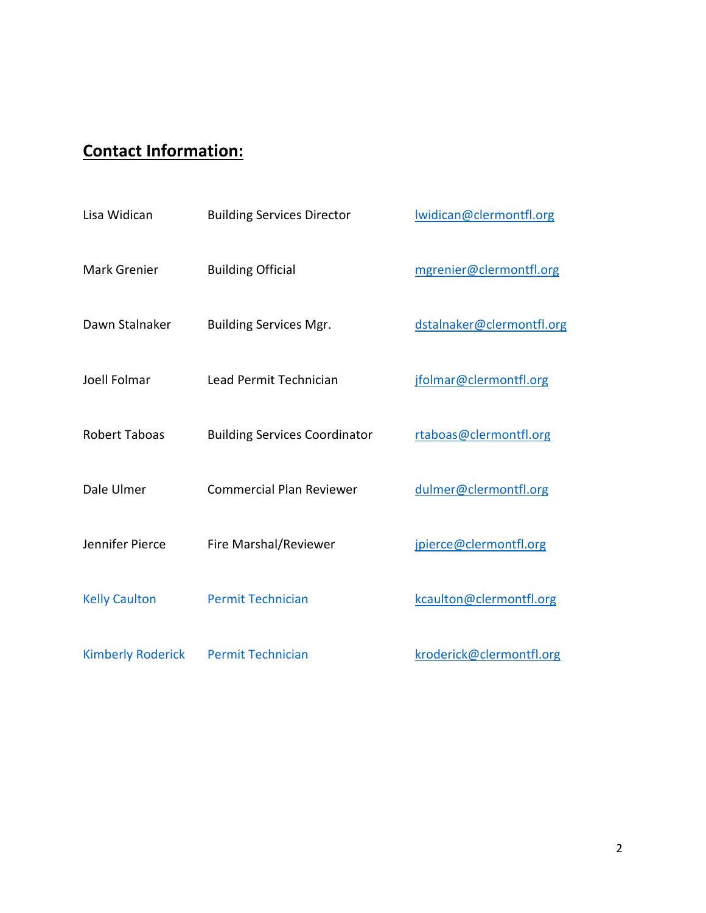## **Contact Information:**

| | | |
|---|---|---|
| Lisa Widican | Building Services Director | lwidican@clermontfl.org |
| Mark Grenier | Building Official | mgrenier@clermontfl.org |
| Dawn Stalnaker | Building Services Mgr. | dstalnaker@clermontfl.org |
| Joell Folmar | Lead Permit Technician | jfolmar@clermontfl.org |
| Robert Taboas | Building Services Coordinator | rtaboas@clermontfl.org |
| Dale Ulmer | Commercial Plan Reviewer | dulmer@clermontfl.org |
| Jennifer Pierce | Fire Marshal/Reviewer | jpierce@clermontfl.org |
| Kelly Caulton | Permit Technician | kcaulton@clermontfl.org |
| Kimberly Roderick | Permit Technician | kroderick@clermontfl.org |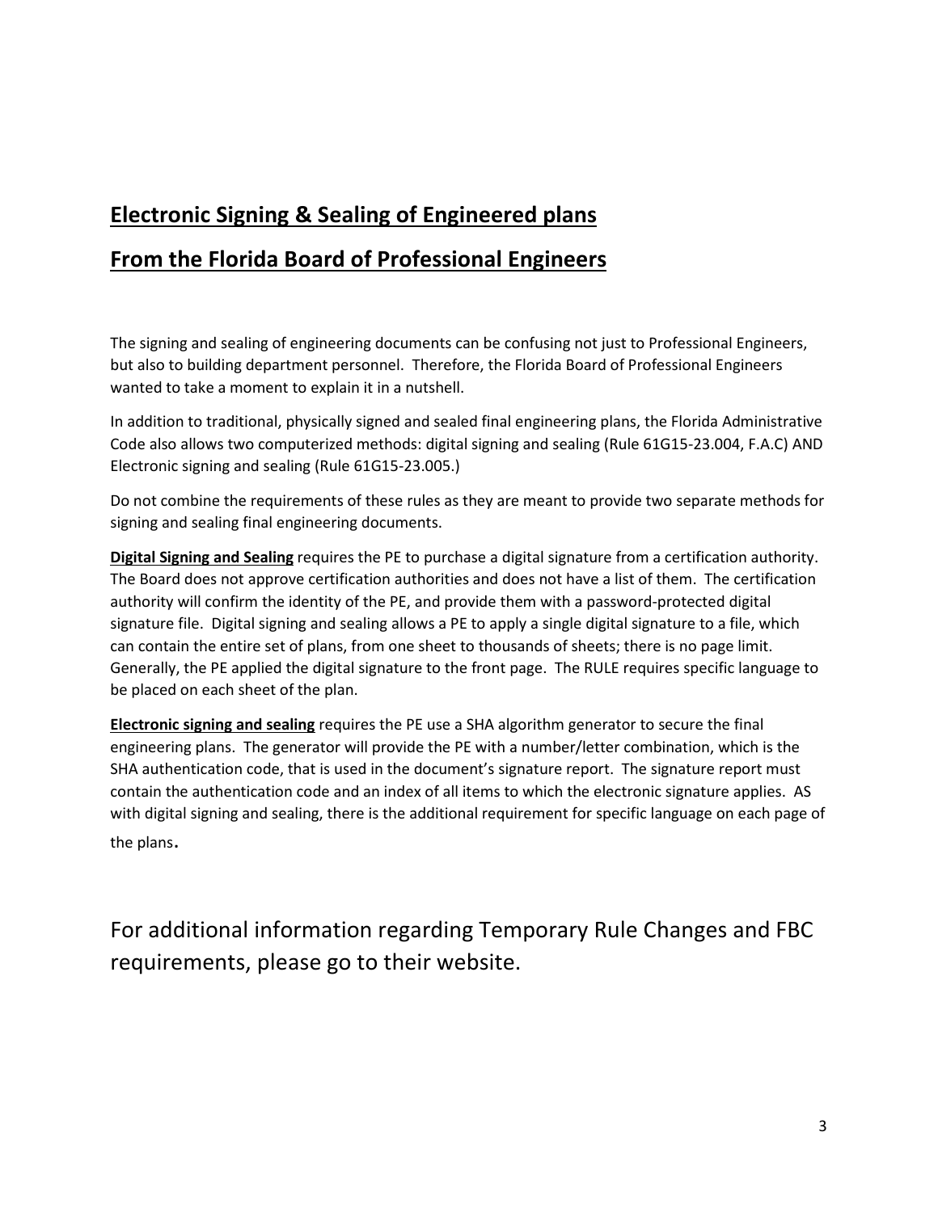## **Electronic Signing & Sealing of Engineered plans**

## **From the Florida Board of Professional Engineers**

The signing and sealing of engineering documents can be confusing not just to Professional Engineers, but also to building department personnel. Therefore, the Florida Board of Professional Engineers wanted to take a moment to explain it in a nutshell.

In addition to traditional, physically signed and sealed final engineering plans, the Florida Administrative Code also allows two computerized methods: digital signing and sealing (Rule 61G15-23.004, F.A.C) AND Electronic signing and sealing (Rule 61G15-23.005.)

Do not combine the requirements of these rules as they are meant to provide two separate methods for signing and sealing final engineering documents.

**Digital Signing and Sealing** requires the PE to purchase a digital signature from a certification authority. The Board does not approve certification authorities and does not have a list of them. The certification authority will confirm the identity of the PE, and provide them with a password-protected digital signature file. Digital signing and sealing allows a PE to apply a single digital signature to a file, which can contain the entire set of plans, from one sheet to thousands of sheets; there is no page limit. Generally, the PE applied the digital signature to the front page. The RULE requires specific language to be placed on each sheet of the plan.

**Electronic signing and sealing** requires the PE use a SHA algorithm generator to secure the final engineering plans. The generator will provide the PE with a number/letter combination, which is the SHA authentication code, that is used in the document's signature report. The signature report must contain the authentication code and an index of all items to which the electronic signature applies. AS with digital signing and sealing, there is the additional requirement for specific language on each page of the plans.

For additional information regarding Temporary Rule Changes and FBC requirements, please go to their website.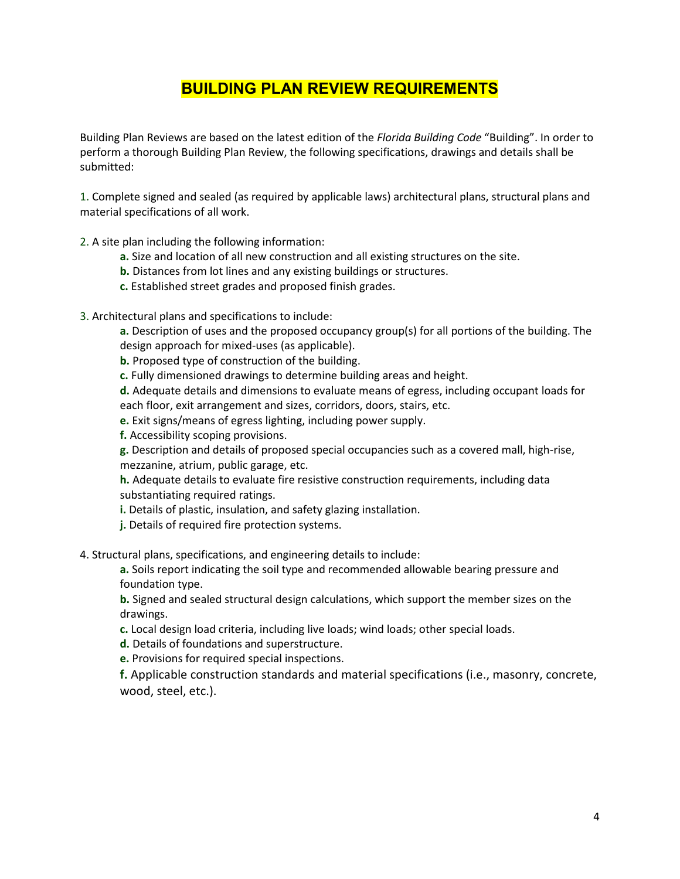# BUILDING PLAN REVIEW REQUIREMENTS

Building Plan Reviews are based on the latest edition of the *Florida Building Code* "Building". In order to perform a thorough Building Plan Review, the following specifications, drawings and details shall be submitted:

1. Complete signed and sealed (as required by applicable laws) architectural plans, structural plans and material specifications of all work.

2. A site plan including the following information:
   - **a.** Size and location of all new construction and all existing structures on the site.
   - **b.** Distances from lot lines and any existing buildings or structures.
   - **c.** Established street grades and proposed finish grades.

3. Architectural plans and specifications to include:
   - **a.** Description of uses and the proposed occupancy group(s) for all portions of the building. The design approach for mixed-uses (as applicable).
   - **b.** Proposed type of construction of the building.
   - **c.** Fully dimensioned drawings to determine building areas and height.
   - **d.** Adequate details and dimensions to evaluate means of egress, including occupant loads for each floor, exit arrangement and sizes, corridors, doors, stairs, etc.
   - **e.** Exit signs/means of egress lighting, including power supply.
   - **f.** Accessibility scoping provisions.
   - **g.** Description and details of proposed special occupancies such as a covered mall, high-rise, mezzanine, atrium, public garage, etc.
   - **h.** Adequate details to evaluate fire resistive construction requirements, including data substantiating required ratings.
   - **i.** Details of plastic, insulation, and safety glazing installation.
   - **j.** Details of required fire protection systems.

4. Structural plans, specifications, and engineering details to include:
   - **a.** Soils report indicating the soil type and recommended allowable bearing pressure and foundation type.
   - **b.** Signed and sealed structural design calculations, which support the member sizes on the drawings.
   - **c.** Local design load criteria, including live loads; wind loads; other special loads.
   - **d.** Details of foundations and superstructure.
   - **e.** Provisions for required special inspections.
   - **f.** Applicable construction standards and material specifications (i.e., masonry, concrete, wood, steel, etc.).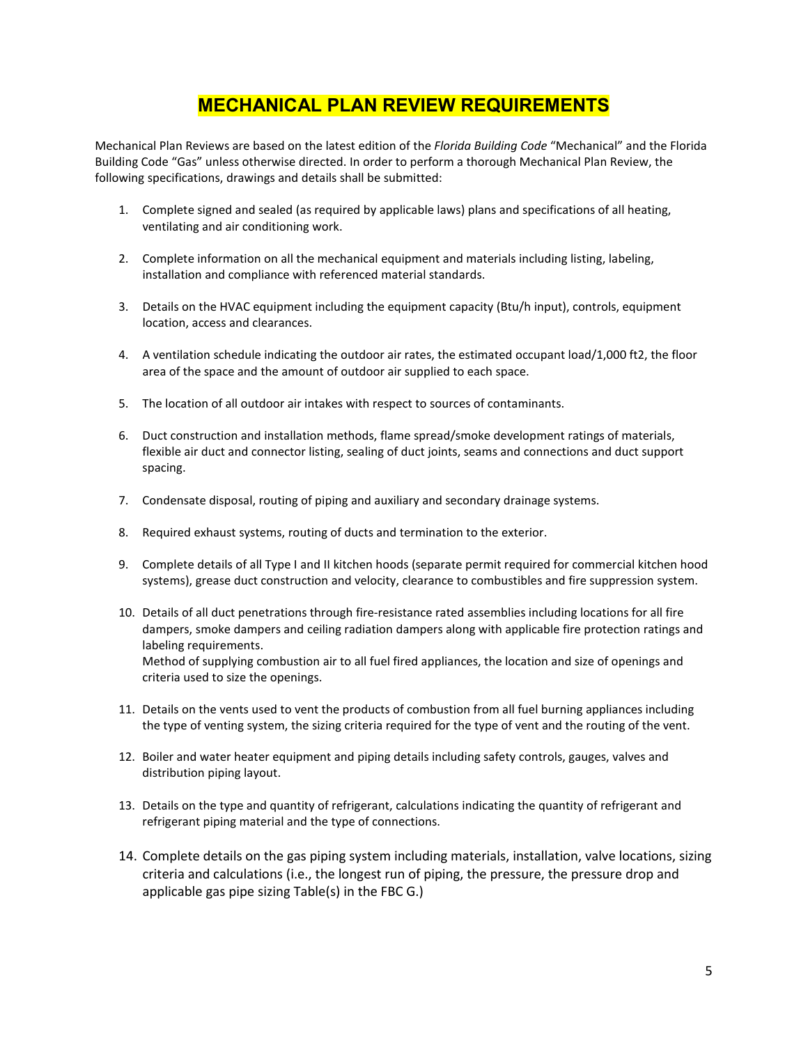# MECHANICAL PLAN REVIEW REQUIREMENTS

Mechanical Plan Reviews are based on the latest edition of the *Florida Building Code* "Mechanical" and the Florida Building Code "Gas" unless otherwise directed. In order to perform a thorough Mechanical Plan Review, the following specifications, drawings and details shall be submitted:

1. Complete signed and sealed (as required by applicable laws) plans and specifications of all heating, ventilating and air conditioning work.

2. Complete information on all the mechanical equipment and materials including listing, labeling, installation and compliance with referenced material standards.

3. Details on the HVAC equipment including the equipment capacity (Btu/h input), controls, equipment location, access and clearances.

4. A ventilation schedule indicating the outdoor air rates, the estimated occupant load/1,000 ft2, the floor area of the space and the amount of outdoor air supplied to each space.

5. The location of all outdoor air intakes with respect to sources of contaminants.

6. Duct construction and installation methods, flame spread/smoke development ratings of materials, flexible air duct and connector listing, sealing of duct joints, seams and connections and duct support spacing.

7. Condensate disposal, routing of piping and auxiliary and secondary drainage systems.

8. Required exhaust systems, routing of ducts and termination to the exterior.

9. Complete details of all Type I and II kitchen hoods (separate permit required for commercial kitchen hood systems), grease duct construction and velocity, clearance to combustibles and fire suppression system.

10. Details of all duct penetrations through fire-resistance rated assemblies including locations for all fire dampers, smoke dampers and ceiling radiation dampers along with applicable fire protection ratings and labeling requirements.
    Method of supplying combustion air to all fuel fired appliances, the location and size of openings and criteria used to size the openings.

11. Details on the vents used to vent the products of combustion from all fuel burning appliances including the type of venting system, the sizing criteria required for the type of vent and the routing of the vent.

12. Boiler and water heater equipment and piping details including safety controls, gauges, valves and distribution piping layout.

13. Details on the type and quantity of refrigerant, calculations indicating the quantity of refrigerant and refrigerant piping material and the type of connections.

14. Complete details on the gas piping system including materials, installation, valve locations, sizing criteria and calculations (i.e., the longest run of piping, the pressure, the pressure drop and applicable gas pipe sizing Table(s) in the FBC G.)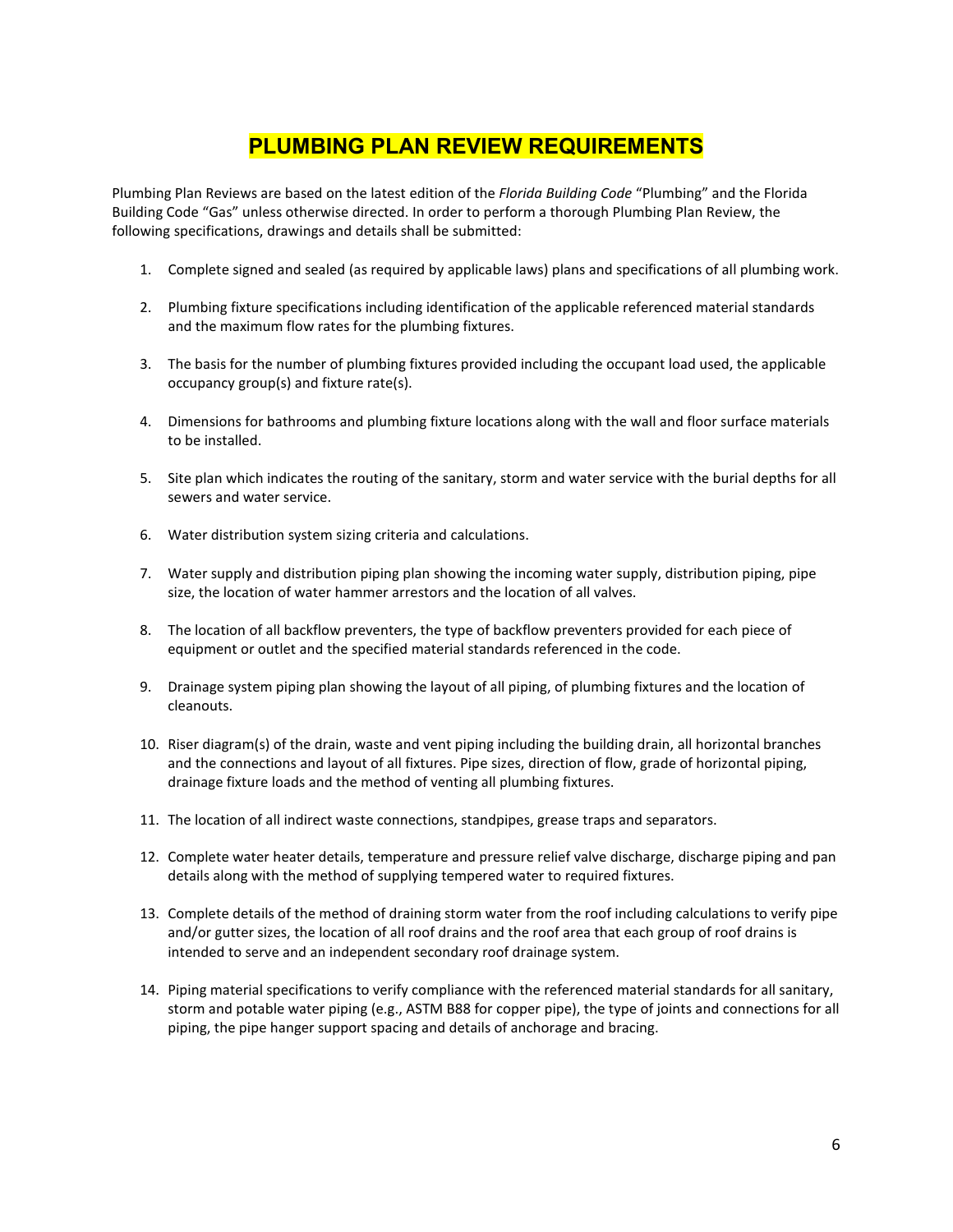# PLUMBING PLAN REVIEW REQUIREMENTS

Plumbing Plan Reviews are based on the latest edition of the *Florida Building Code* "Plumbing" and the Florida Building Code "Gas" unless otherwise directed. In order to perform a thorough Plumbing Plan Review, the following specifications, drawings and details shall be submitted:

1. Complete signed and sealed (as required by applicable laws) plans and specifications of all plumbing work.

2. Plumbing fixture specifications including identification of the applicable referenced material standards and the maximum flow rates for the plumbing fixtures.

3. The basis for the number of plumbing fixtures provided including the occupant load used, the applicable occupancy group(s) and fixture rate(s).

4. Dimensions for bathrooms and plumbing fixture locations along with the wall and floor surface materials to be installed.

5. Site plan which indicates the routing of the sanitary, storm and water service with the burial depths for all sewers and water service.

6. Water distribution system sizing criteria and calculations.

7. Water supply and distribution piping plan showing the incoming water supply, distribution piping, pipe size, the location of water hammer arrestors and the location of all valves.

8. The location of all backflow preventers, the type of backflow preventers provided for each piece of equipment or outlet and the specified material standards referenced in the code.

9. Drainage system piping plan showing the layout of all piping, of plumbing fixtures and the location of cleanouts.

10. Riser diagram(s) of the drain, waste and vent piping including the building drain, all horizontal branches and the connections and layout of all fixtures. Pipe sizes, direction of flow, grade of horizontal piping, drainage fixture loads and the method of venting all plumbing fixtures.

11. The location of all indirect waste connections, standpipes, grease traps and separators.

12. Complete water heater details, temperature and pressure relief valve discharge, discharge piping and pan details along with the method of supplying tempered water to required fixtures.

13. Complete details of the method of draining storm water from the roof including calculations to verify pipe and/or gutter sizes, the location of all roof drains and the roof area that each group of roof drains is intended to serve and an independent secondary roof drainage system.

14. Piping material specifications to verify compliance with the referenced material standards for all sanitary, storm and potable water piping (e.g., ASTM B88 for copper pipe), the type of joints and connections for all piping, the pipe hanger support spacing and details of anchorage and bracing.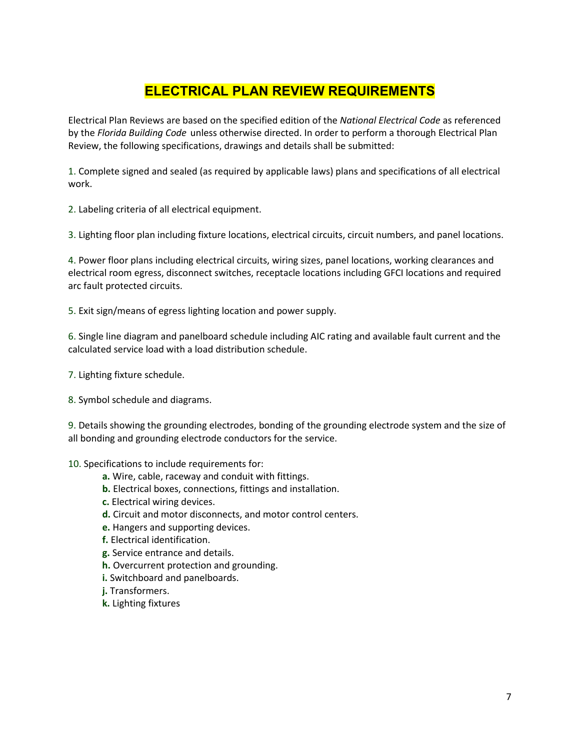# ELECTRICAL PLAN REVIEW REQUIREMENTS

Electrical Plan Reviews are based on the specified edition of the *National Electrical Code* as referenced by the *Florida Building Code* unless otherwise directed. In order to perform a thorough Electrical Plan Review, the following specifications, drawings and details shall be submitted:

1. Complete signed and sealed (as required by applicable laws) plans and specifications of all electrical work.

2. Labeling criteria of all electrical equipment.

3. Lighting floor plan including fixture locations, electrical circuits, circuit numbers, and panel locations.

4. Power floor plans including electrical circuits, wiring sizes, panel locations, working clearances and electrical room egress, disconnect switches, receptacle locations including GFCI locations and required arc fault protected circuits.

5. Exit sign/means of egress lighting location and power supply.

6. Single line diagram and panelboard schedule including AIC rating and available fault current and the calculated service load with a load distribution schedule.

7. Lighting fixture schedule.

8. Symbol schedule and diagrams.

9. Details showing the grounding electrodes, bonding of the grounding electrode system and the size of all bonding and grounding electrode conductors for the service.

10. Specifications to include requirements for:
    - **a.** Wire, cable, raceway and conduit with fittings.
    - **b.** Electrical boxes, connections, fittings and installation.
    - **c.** Electrical wiring devices.
    - **d.** Circuit and motor disconnects, and motor control centers.
    - **e.** Hangers and supporting devices.
    - **f.** Electrical identification.
    - **g.** Service entrance and details.
    - **h.** Overcurrent protection and grounding.
    - **i.** Switchboard and panelboards.
    - **j.** Transformers.
    - **k.** Lighting fixtures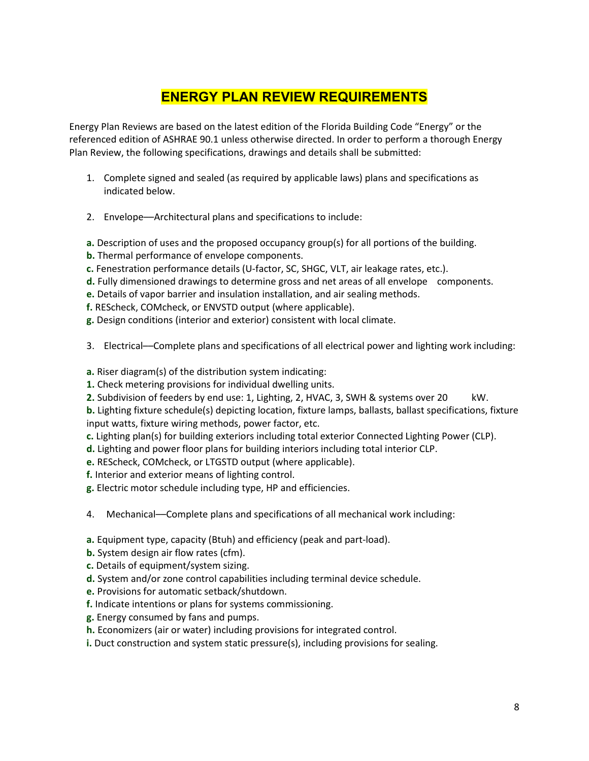# ENERGY PLAN REVIEW REQUIREMENTS

Energy Plan Reviews are based on the latest edition of the Florida Building Code "Energy" or the referenced edition of ASHRAE 90.1 unless otherwise directed. In order to perform a thorough Energy Plan Review, the following specifications, drawings and details shall be submitted:

1. Complete signed and sealed (as required by applicable laws) plans and specifications as indicated below.

2. Envelope—Architectural plans and specifications to include:

**a.** Description of uses and the proposed occupancy group(s) for all portions of the building.
**b.** Thermal performance of envelope components.
**c.** Fenestration performance details (U-factor, SC, SHGC, VLT, air leakage rates, etc.).
**d.** Fully dimensioned drawings to determine gross and net areas of all envelope components.
**e.** Details of vapor barrier and insulation installation, and air sealing methods.
**f.** REScheck, COMcheck, or ENVSTD output (where applicable).
**g.** Design conditions (interior and exterior) consistent with local climate.

3. Electrical—Complete plans and specifications of all electrical power and lighting work including:

**a.** Riser diagram(s) of the distribution system indicating:
**1.** Check metering provisions for individual dwelling units.
**2.** Subdivision of feeders by end use: 1, Lighting, 2, HVAC, 3, SWH & systems over 20 kW.
**b.** Lighting fixture schedule(s) depicting location, fixture lamps, ballasts, ballast specifications, fixture input watts, fixture wiring methods, power factor, etc.
**c.** Lighting plan(s) for building exteriors including total exterior Connected Lighting Power (CLP).
**d.** Lighting and power floor plans for building interiors including total interior CLP.
**e.** REScheck, COMcheck, or LTGSTD output (where applicable).
**f.** Interior and exterior means of lighting control.
**g.** Electric motor schedule including type, HP and efficiencies.

4. Mechanical—Complete plans and specifications of all mechanical work including:

**a.** Equipment type, capacity (Btuh) and efficiency (peak and part-load).
**b.** System design air flow rates (cfm).
**c.** Details of equipment/system sizing.
**d.** System and/or zone control capabilities including terminal device schedule.
**e.** Provisions for automatic setback/shutdown.
**f.** Indicate intentions or plans for systems commissioning.
**g.** Energy consumed by fans and pumps.
**h.** Economizers (air or water) including provisions for integrated control.
**i.** Duct construction and system static pressure(s), including provisions for sealing.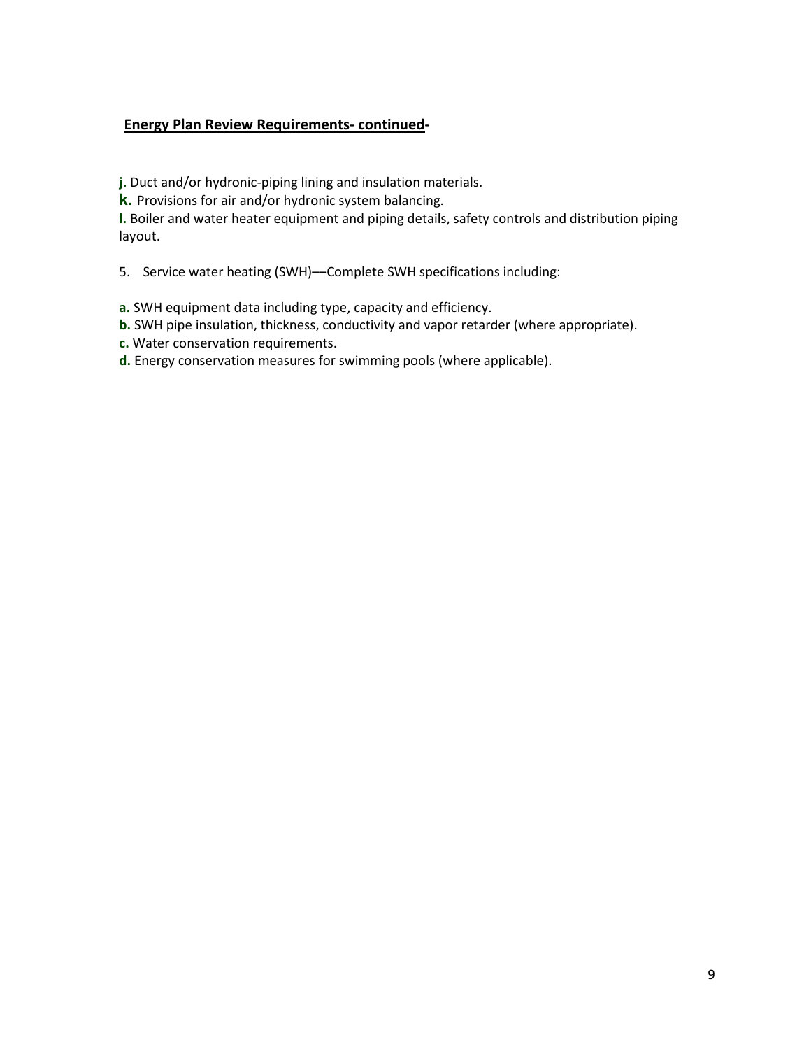**Energy Plan Review Requirements- continued-**

**j.** Duct and/or hydronic-piping lining and insulation materials.
**k.** Provisions for air and/or hydronic system balancing.
**l.** Boiler and water heater equipment and piping details, safety controls and distribution piping layout.

5. Service water heating (SWH)—Complete SWH specifications including:

**a.** SWH equipment data including type, capacity and efficiency.
**b.** SWH pipe insulation, thickness, conductivity and vapor retarder (where appropriate).
**c.** Water conservation requirements.
**d.** Energy conservation measures for swimming pools (where applicable).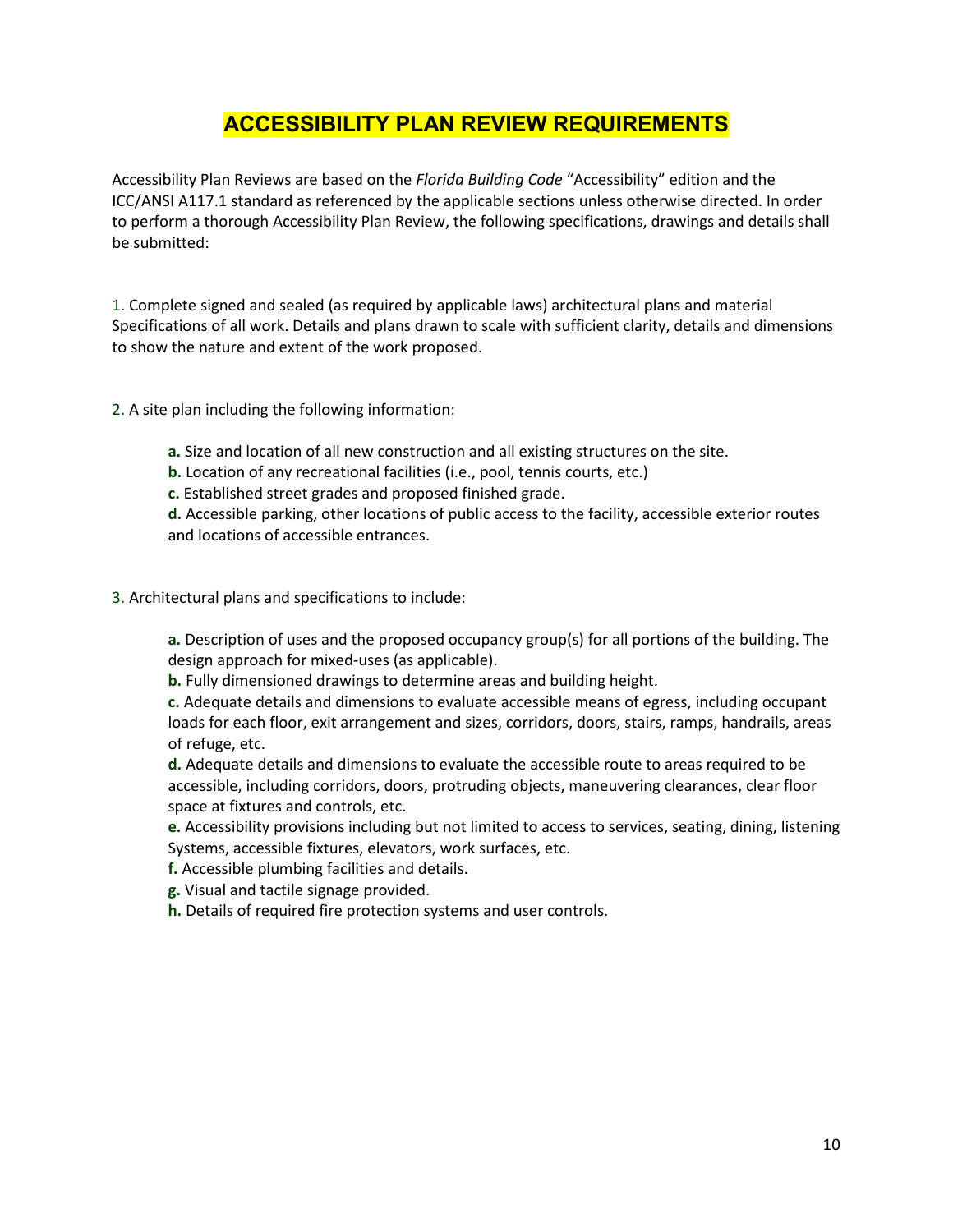# ACCESSIBILITY PLAN REVIEW REQUIREMENTS

Accessibility Plan Reviews are based on the *Florida Building Code* "Accessibility" edition and the ICC/ANSI A117.1 standard as referenced by the applicable sections unless otherwise directed. In order to perform a thorough Accessibility Plan Review, the following specifications, drawings and details shall be submitted:

1. Complete signed and sealed (as required by applicable laws) architectural plans and material Specifications of all work. Details and plans drawn to scale with sufficient clarity, details and dimensions to show the nature and extent of the work proposed.

2. A site plan including the following information:

   **a.** Size and location of all new construction and all existing structures on the site.
   **b.** Location of any recreational facilities (i.e., pool, tennis courts, etc.)
   **c.** Established street grades and proposed finished grade.
   **d.** Accessible parking, other locations of public access to the facility, accessible exterior routes and locations of accessible entrances.

3. Architectural plans and specifications to include:

   **a.** Description of uses and the proposed occupancy group(s) for all portions of the building. The design approach for mixed-uses (as applicable).
   **b.** Fully dimensioned drawings to determine areas and building height.
   **c.** Adequate details and dimensions to evaluate accessible means of egress, including occupant loads for each floor, exit arrangement and sizes, corridors, doors, stairs, ramps, handrails, areas of refuge, etc.
   **d.** Adequate details and dimensions to evaluate the accessible route to areas required to be accessible, including corridors, doors, protruding objects, maneuvering clearances, clear floor space at fixtures and controls, etc.
   **e.** Accessibility provisions including but not limited to access to services, seating, dining, listening Systems, accessible fixtures, elevators, work surfaces, etc.
   **f.** Accessible plumbing facilities and details.
   **g.** Visual and tactile signage provided.
   **h.** Details of required fire protection systems and user controls.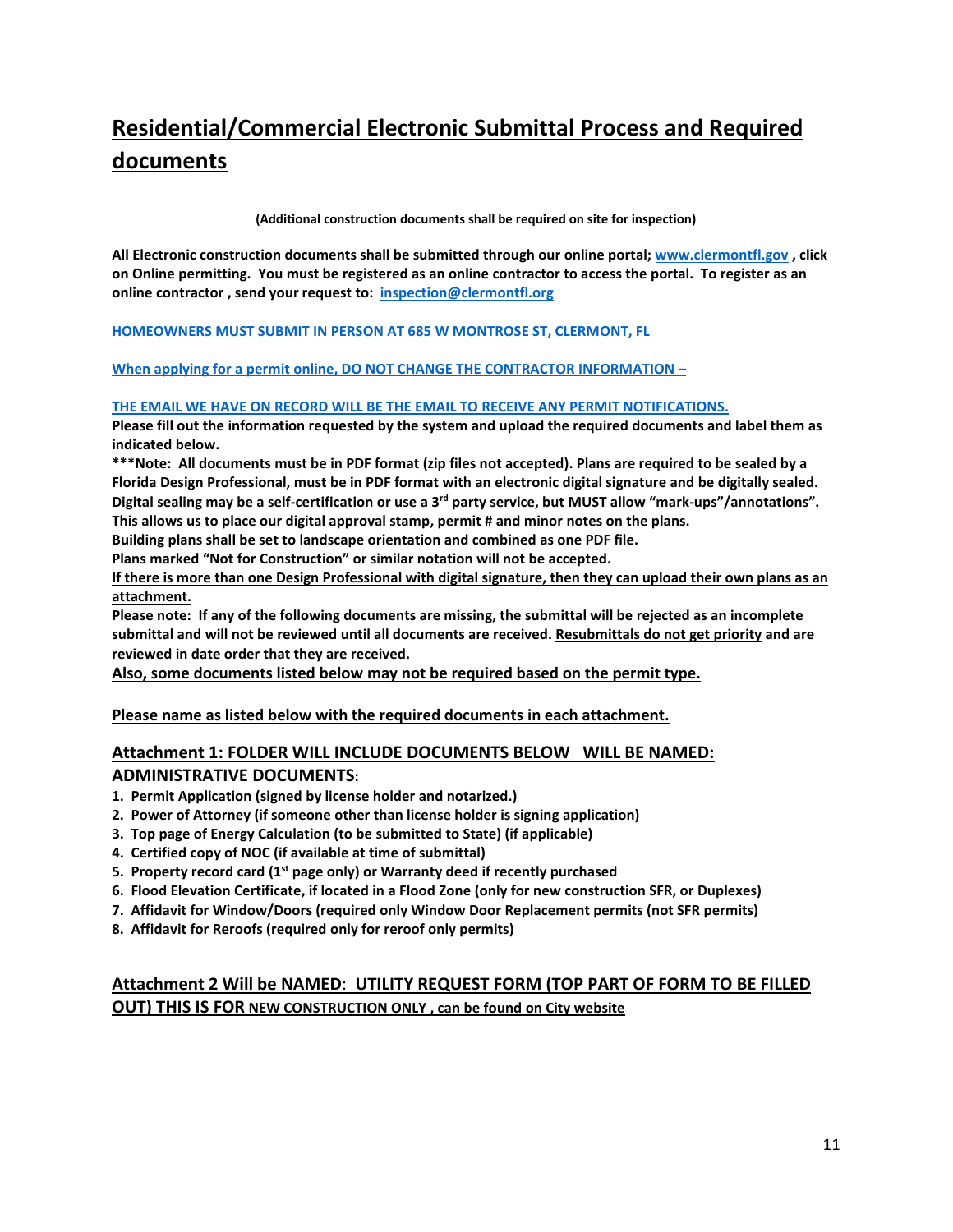# Residential/Commercial Electronic Submittal Process and Required documents

**(Additional construction documents shall be required on site for inspection)**

**All Electronic construction documents shall be submitted through our online portal; [www.clermontfl.gov](http://www.clermontfl.gov) , click on Online permitting. You must be registered as an online contractor to access the portal. To register as an online contractor , send your request to: [inspection@clermontfl.org](mailto:inspection@clermontfl.org)**

**HOMEOWNERS MUST SUBMIT IN PERSON AT 685 W MONTROSE ST, CLERMONT, FL**

**When applying for a permit online, DO NOT CHANGE THE CONTRACTOR INFORMATION –**

**THE EMAIL WE HAVE ON RECORD WILL BE THE EMAIL TO RECEIVE ANY PERMIT NOTIFICATIONS.**

**Please fill out the information requested by the system and upload the required documents and label them as indicated below.**

**\*\*\*Note: All documents must be in PDF format (zip files not accepted). Plans are required to be sealed by a Florida Design Professional, must be in PDF format with an electronic digital signature and be digitally sealed. Digital sealing may be a self-certification or use a 3rd party service, but MUST allow "mark-ups"/annotations". This allows us to place our digital approval stamp, permit # and minor notes on the plans.**

**Building plans shall be set to landscape orientation and combined as one PDF file.**

**Plans marked "Not for Construction" or similar notation will not be accepted.**

**If there is more than one Design Professional with digital signature, then they can upload their own plans as an attachment.**

**Please note: If any of the following documents are missing, the submittal will be rejected as an incomplete submittal and will not be reviewed until all documents are received. Resubmittals do not get priority and are reviewed in date order that they are received.**

**Also, some documents listed below may not be required based on the permit type.**

**Please name as listed below with the required documents in each attachment.**

## Attachment 1: FOLDER WILL INCLUDE DOCUMENTS BELOW WILL BE NAMED: ADMINISTRATIVE DOCUMENTS:

1. **Permit Application (signed by license holder and notarized.)**
2. **Power of Attorney (if someone other than license holder is signing application)**
3. **Top page of Energy Calculation (to be submitted to State) (if applicable)**
4. **Certified copy of NOC (if available at time of submittal)**
5. **Property record card (1st page only) or Warranty deed if recently purchased**
6. **Flood Elevation Certificate, if located in a Flood Zone (only for new construction SFR, or Duplexes)**
7. **Affidavit for Window/Doors (required only Window Door Replacement permits (not SFR permits)**
8. **Affidavit for Reroofs (required only for reroof only permits)**

## Attachment 2 Will be NAMED: UTILITY REQUEST FORM (TOP PART OF FORM TO BE FILLED OUT) THIS IS FOR NEW CONSTRUCTION ONLY , can be found on City website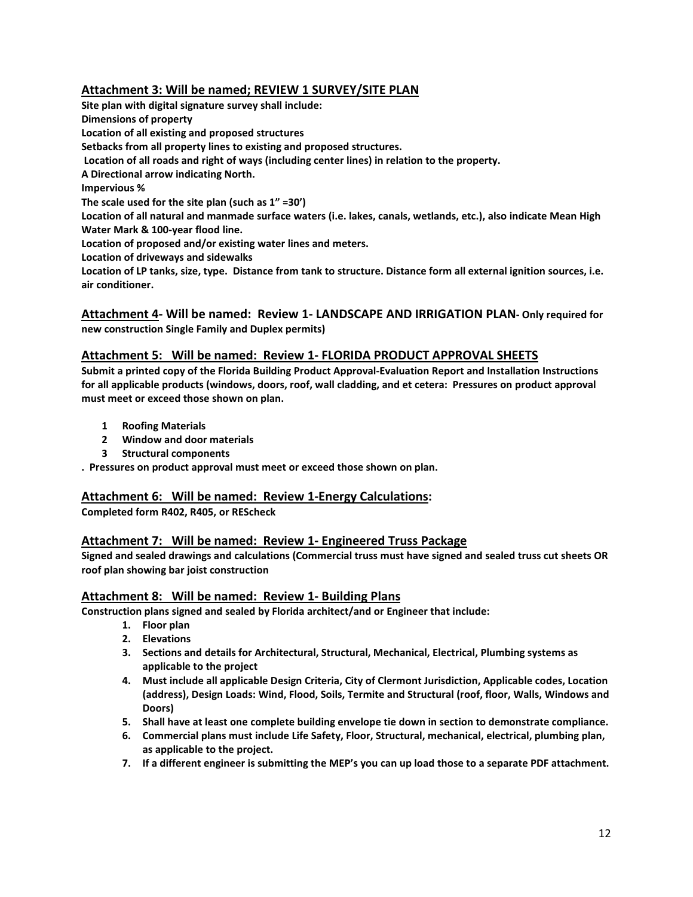## Attachment 3: Will be named; REVIEW 1 SURVEY/SITE PLAN

**Site plan with digital signature survey shall include:**
**Dimensions of property**
**Location of all existing and proposed structures**
**Setbacks from all property lines to existing and proposed structures.**
**Location of all roads and right of ways (including center lines) in relation to the property.**
**A Directional arrow indicating North.**
**Impervious %**
**The scale used for the site plan (such as 1" =30')**
**Location of all natural and manmade surface waters (i.e. lakes, canals, wetlands, etc.), also indicate Mean High Water Mark & 100-year flood line.**
**Location of proposed and/or existing water lines and meters.**
**Location of driveways and sidewalks**
**Location of LP tanks, size, type. Distance from tank to structure. Distance form all external ignition sources, i.e. air conditioner.**

## Attachment 4- Will be named: Review 1- LANDSCAPE AND IRRIGATION PLAN- Only required for new construction Single Family and Duplex permits)

## Attachment 5: Will be named: Review 1- FLORIDA PRODUCT APPROVAL SHEETS

**Submit a printed copy of the Florida Building Product Approval-Evaluation Report and Installation Instructions for all applicable products (windows, doors, roof, wall cladding, and et cetera: Pressures on product approval must meet or exceed those shown on plan.**

1. **Roofing Materials**
2. **Window and door materials**
3. **Structural components**

**. Pressures on product approval must meet or exceed those shown on plan.**

## Attachment 6: Will be named: Review 1-Energy Calculations:

**Completed form R402, R405, or REScheck**

## Attachment 7: Will be named: Review 1- Engineered Truss Package

**Signed and sealed drawings and calculations (Commercial truss must have signed and sealed truss cut sheets OR roof plan showing bar joist construction**

## Attachment 8: Will be named: Review 1- Building Plans

**Construction plans signed and sealed by Florida architect/and or Engineer that include:**

1. **Floor plan**
2. **Elevations**
3. **Sections and details for Architectural, Structural, Mechanical, Electrical, Plumbing systems as applicable to the project**
4. **Must include all applicable Design Criteria, City of Clermont Jurisdiction, Applicable codes, Location (address), Design Loads: Wind, Flood, Soils, Termite and Structural (roof, floor, Walls, Windows and Doors)**
5. **Shall have at least one complete building envelope tie down in section to demonstrate compliance.**
6. **Commercial plans must include Life Safety, Floor, Structural, mechanical, electrical, plumbing plan, as applicable to the project.**
7. **If a different engineer is submitting the MEP's you can up load those to a separate PDF attachment.**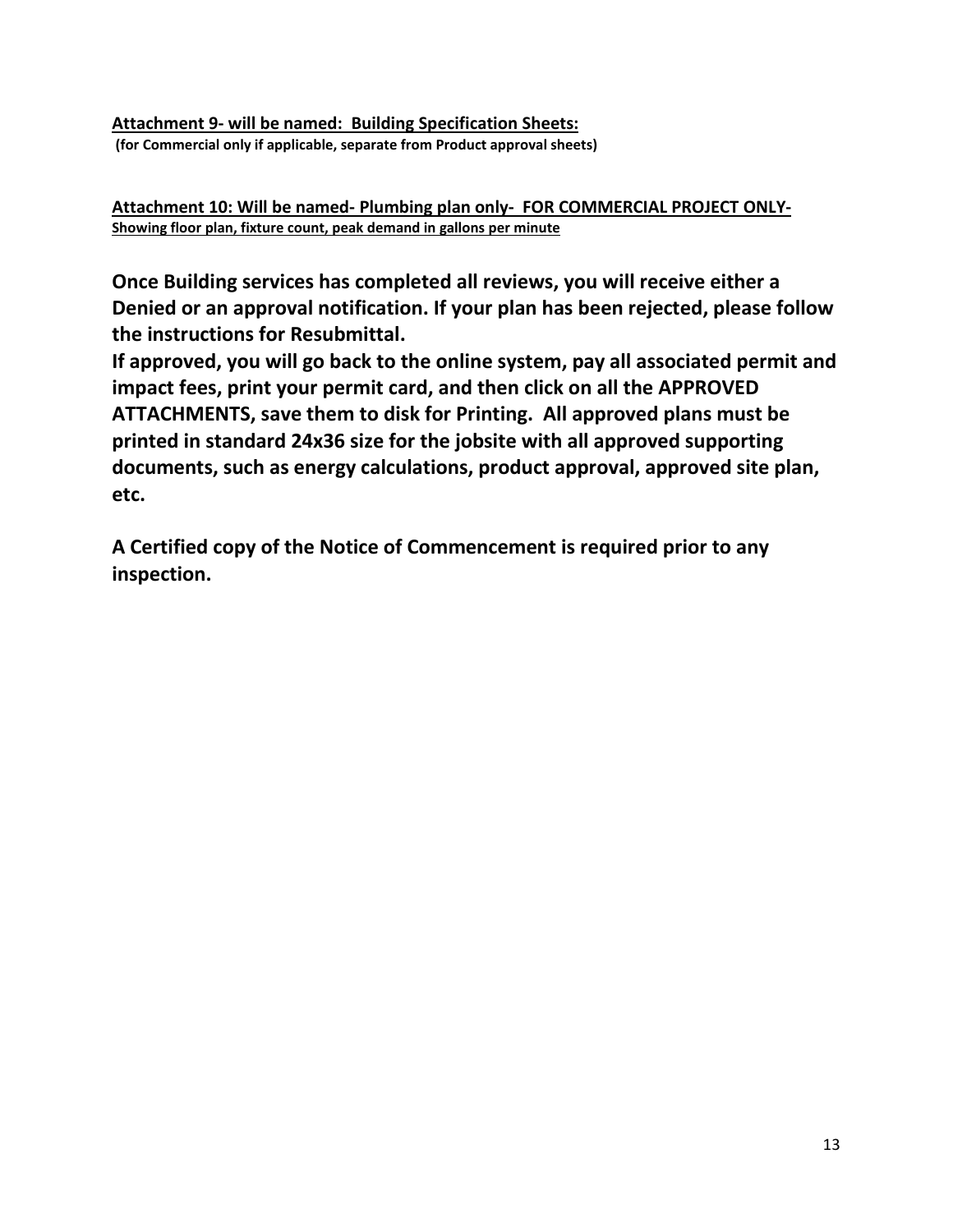**<u>Attachment 9- will be named: Building Specification Sheets:</u>**
**(for Commercial only if applicable, separate from Product approval sheets)**

**<u>Attachment 10: Will be named- Plumbing plan only- FOR COMMERCIAL PROJECT ONLY-</u>**
**<u>Showing floor plan, fixture count, peak demand in gallons per minute</u>**

**Once Building services has completed all reviews, you will receive either a Denied or an approval notification. If your plan has been rejected, please follow the instructions for Resubmittal.**
**If approved, you will go back to the online system, pay all associated permit and impact fees, print your permit card, and then click on all the APPROVED ATTACHMENTS, save them to disk for Printing. All approved plans must be printed in standard 24x36 size for the jobsite with all approved supporting documents, such as energy calculations, product approval, approved site plan, etc.**

**A Certified copy of the Notice of Commencement is required prior to any inspection.**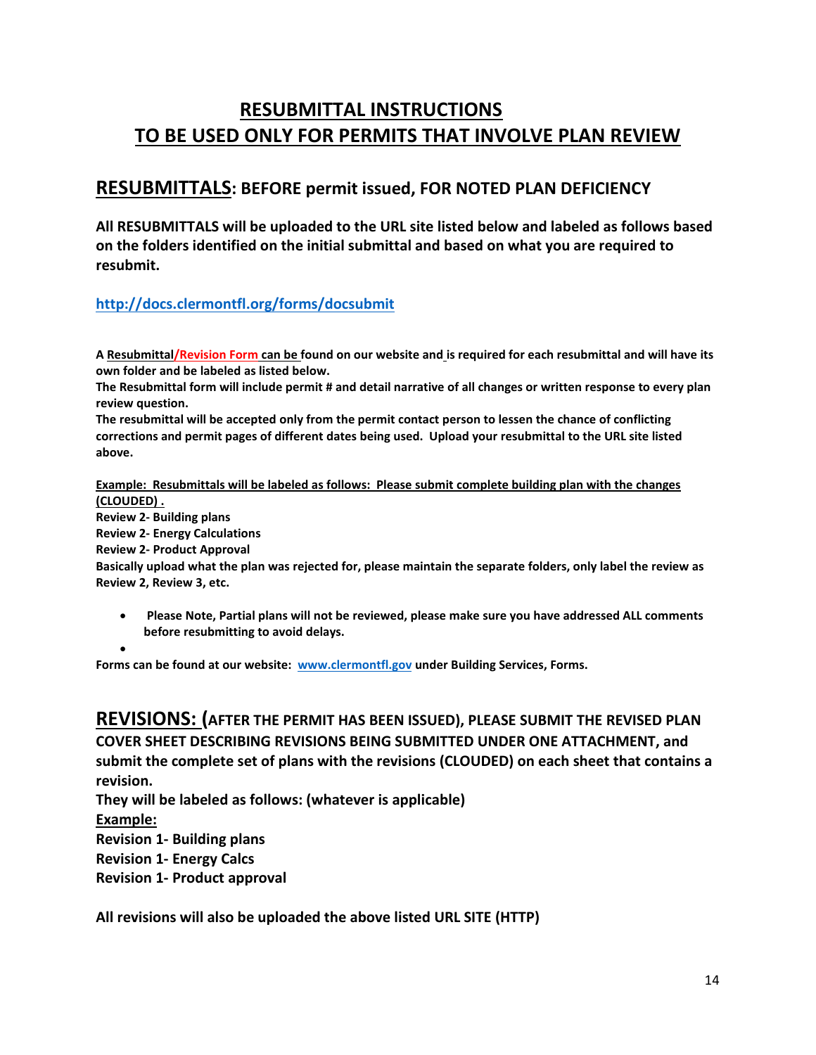# RESUBMITTAL INSTRUCTIONS
# TO BE USED ONLY FOR PERMITS THAT INVOLVE PLAN REVIEW

## RESUBMITTALS: BEFORE permit issued, FOR NOTED PLAN DEFICIENCY

**All RESUBMITTALS will be uploaded to the URL site listed below and labeled as follows based on the folders identified on the initial submittal and based on what you are required to resubmit.**

**http://docs.clermontfl.org/forms/docsubmit**

**A Resubmittal/Revision Form can be found on our website and is required for each resubmittal and will have its own folder and be labeled as listed below.**
**The Resubmittal form will include permit # and detail narrative of all changes or written response to every plan review question.**
**The resubmittal will be accepted only from the permit contact person to lessen the chance of conflicting corrections and permit pages of different dates being used. Upload your resubmittal to the URL site listed above.**

**Example: Resubmittals will be labeled as follows: Please submit complete building plan with the changes (CLOUDED) .**
**Review 2- Building plans**
**Review 2- Energy Calculations**
**Review 2- Product Approval**
**Basically upload what the plan was rejected for, please maintain the separate folders, only label the review as Review 2, Review 3, etc.**

- **Please Note, Partial plans will not be reviewed, please make sure you have addressed ALL comments before resubmitting to avoid delays.**
- 

**Forms can be found at our website: www.clermontfl.gov under Building Services, Forms.**

## REVISIONS: (AFTER THE PERMIT HAS BEEN ISSUED), PLEASE SUBMIT THE REVISED PLAN COVER SHEET DESCRIBING REVISIONS BEING SUBMITTED UNDER ONE ATTACHMENT, and submit the complete set of plans with the revisions (CLOUDED) on each sheet that contains a revision.

**They will be labeled as follows: (whatever is applicable)**
**Example:**
**Revision 1- Building plans**
**Revision 1- Energy Calcs**
**Revision 1- Product approval**

**All revisions will also be uploaded the above listed URL SITE (HTTP)**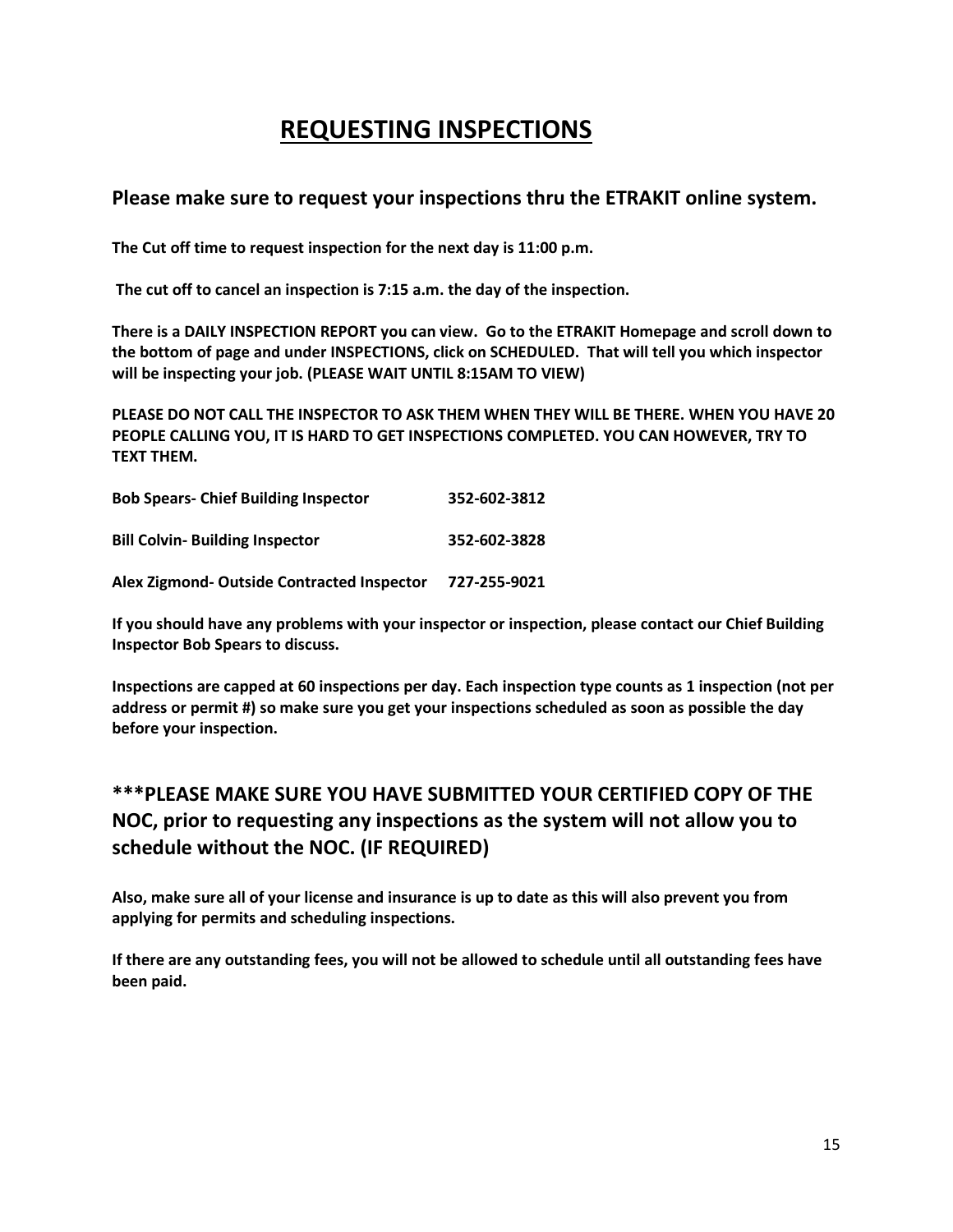# REQUESTING INSPECTIONS

## Please make sure to request your inspections thru the ETRAKIT online system.

**The Cut off time to request inspection for the next day is 11:00 p.m.**

**The cut off to cancel an inspection is 7:15 a.m. the day of the inspection.**

**There is a DAILY INSPECTION REPORT you can view. Go to the ETRAKIT Homepage and scroll down to the bottom of page and under INSPECTIONS, click on SCHEDULED. That will tell you which inspector will be inspecting your job. (PLEASE WAIT UNTIL 8:15AM TO VIEW)**

**PLEASE DO NOT CALL THE INSPECTOR TO ASK THEM WHEN THEY WILL BE THERE. WHEN YOU HAVE 20 PEOPLE CALLING YOU, IT IS HARD TO GET INSPECTIONS COMPLETED. YOU CAN HOWEVER, TRY TO TEXT THEM.**

| | |
|---|---|
| **Bob Spears- Chief Building Inspector** | **352-602-3812** |
| **Bill Colvin- Building Inspector** | **352-602-3828** |
| **Alex Zigmond- Outside Contracted Inspector** | **727-255-9021** |

**If you should have any problems with your inspector or inspection, please contact our Chief Building Inspector Bob Spears to discuss.**

**Inspections are capped at 60 inspections per day. Each inspection type counts as 1 inspection (not per address or permit #) so make sure you get your inspections scheduled as soon as possible the day before your inspection.**

## ***PLEASE MAKE SURE YOU HAVE SUBMITTED YOUR CERTIFIED COPY OF THE NOC, prior to requesting any inspections as the system will not allow you to schedule without the NOC. (IF REQUIRED)

**Also, make sure all of your license and insurance is up to date as this will also prevent you from applying for permits and scheduling inspections.**

**If there are any outstanding fees, you will not be allowed to schedule until all outstanding fees have been paid.**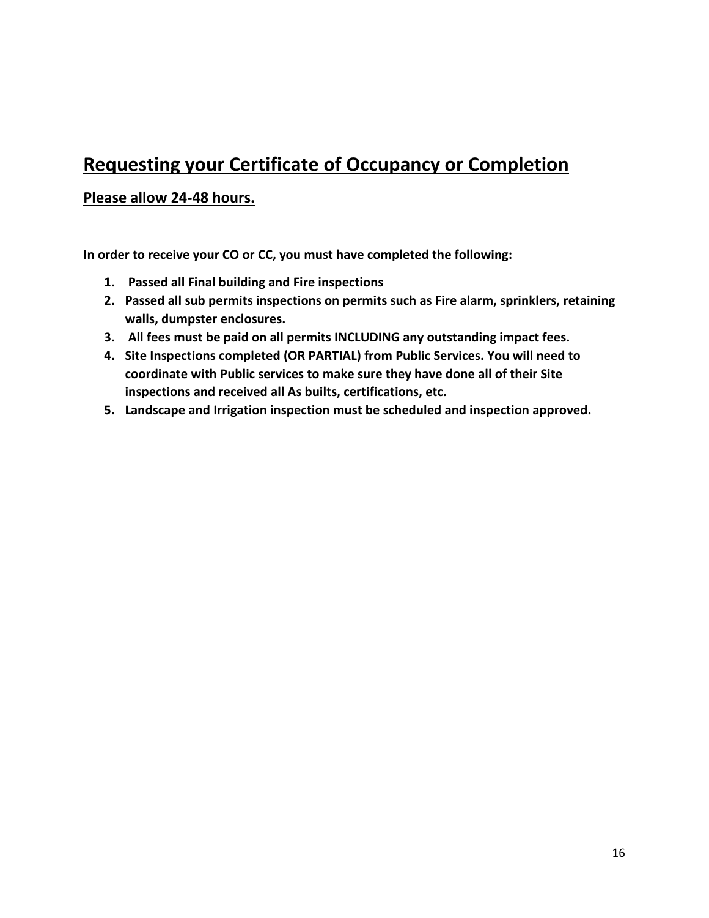# Requesting your Certificate of Occupancy or Completion

## Please allow 24-48 hours.

**In order to receive your CO or CC, you must have completed the following:**

1. **Passed all Final building and Fire inspections**
2. **Passed all sub permits inspections on permits such as Fire alarm, sprinklers, retaining walls, dumpster enclosures.**
3. **All fees must be paid on all permits INCLUDING any outstanding impact fees.**
4. **Site Inspections completed (OR PARTIAL) from Public Services. You will need to coordinate with Public services to make sure they have done all of their Site inspections and received all As builts, certifications, etc.**
5. **Landscape and Irrigation inspection must be scheduled and inspection approved.**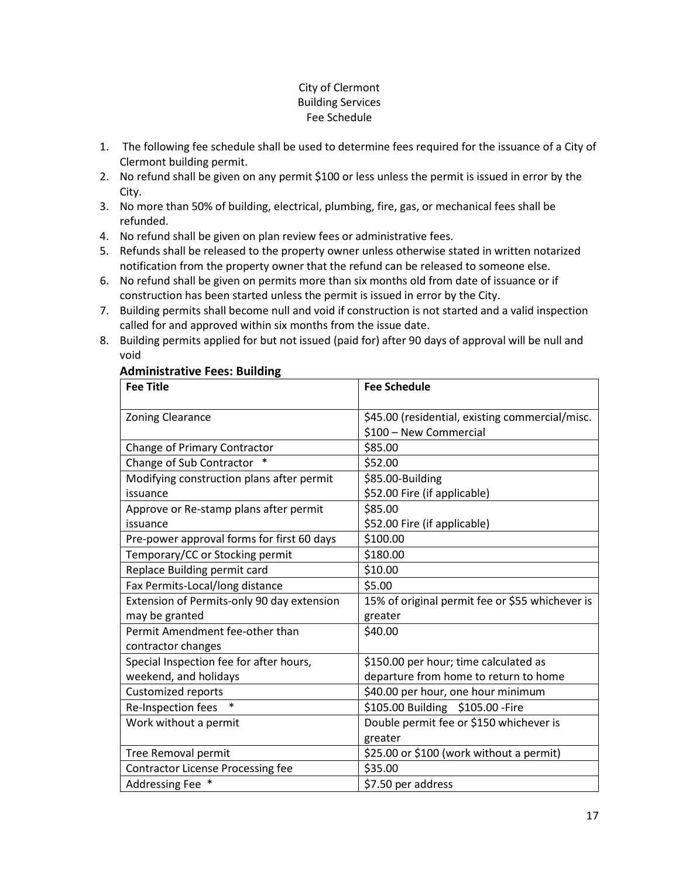City of Clermont
Building Services
Fee Schedule

1. The following fee schedule shall be used to determine fees required for the issuance of a City of Clermont building permit.
2. No refund shall be given on any permit $100 or less unless the permit is issued in error by the City.
3. No more than 50% of building, electrical, plumbing, fire, gas, or mechanical fees shall be refunded.
4. No refund shall be given on plan review fees or administrative fees.
5. Refunds shall be released to the property owner unless otherwise stated in written notarized notification from the property owner that the refund can be released to someone else.
6. No refund shall be given on permits more than six months old from date of issuance or if construction has been started unless the permit is issued in error by the City.
7. Building permits shall become null and void if construction is not started and a valid inspection called for and approved within six months from the issue date.
8. Building permits applied for but not issued (paid for) after 90 days of approval will be null and void

**Administrative Fees: Building**

| Fee Title | Fee Schedule |
|---|---|
| Zoning Clearance | $45.00 (residential, existing commercial/misc. $100 – New Commercial |
| Change of Primary Contractor | $85.00 |
| Change of Sub Contractor * | $52.00 |
| Modifying construction plans after permit issuance | $85.00-Building $52.00 Fire (if applicable) |
| Approve or Re-stamp plans after permit issuance | $85.00 $52.00 Fire (if applicable) |
| Pre-power approval forms for first 60 days | $100.00 |
| Temporary/CC or Stocking permit | $180.00 |
| Replace Building permit card | $10.00 |
| Fax Permits-Local/long distance | $5.00 |
| Extension of Permits-only 90 day extension may be granted | 15% of original permit fee or $55 whichever is greater |
| Permit Amendment fee-other than contractor changes | $40.00 |
| Special Inspection fee for after hours, weekend, and holidays | $150.00 per hour; time calculated as departure from home to return to home |
| Customized reports | $40.00 per hour, one hour minimum |
| Re-Inspection fees * | $105.00 Building $105.00 -Fire |
| Work without a permit | Double permit fee or $150 whichever is greater |
| Tree Removal permit | $25.00 or $100 (work without a permit) |
| Contractor License Processing fee | $35.00 |
| Addressing Fee * | $7.50 per address |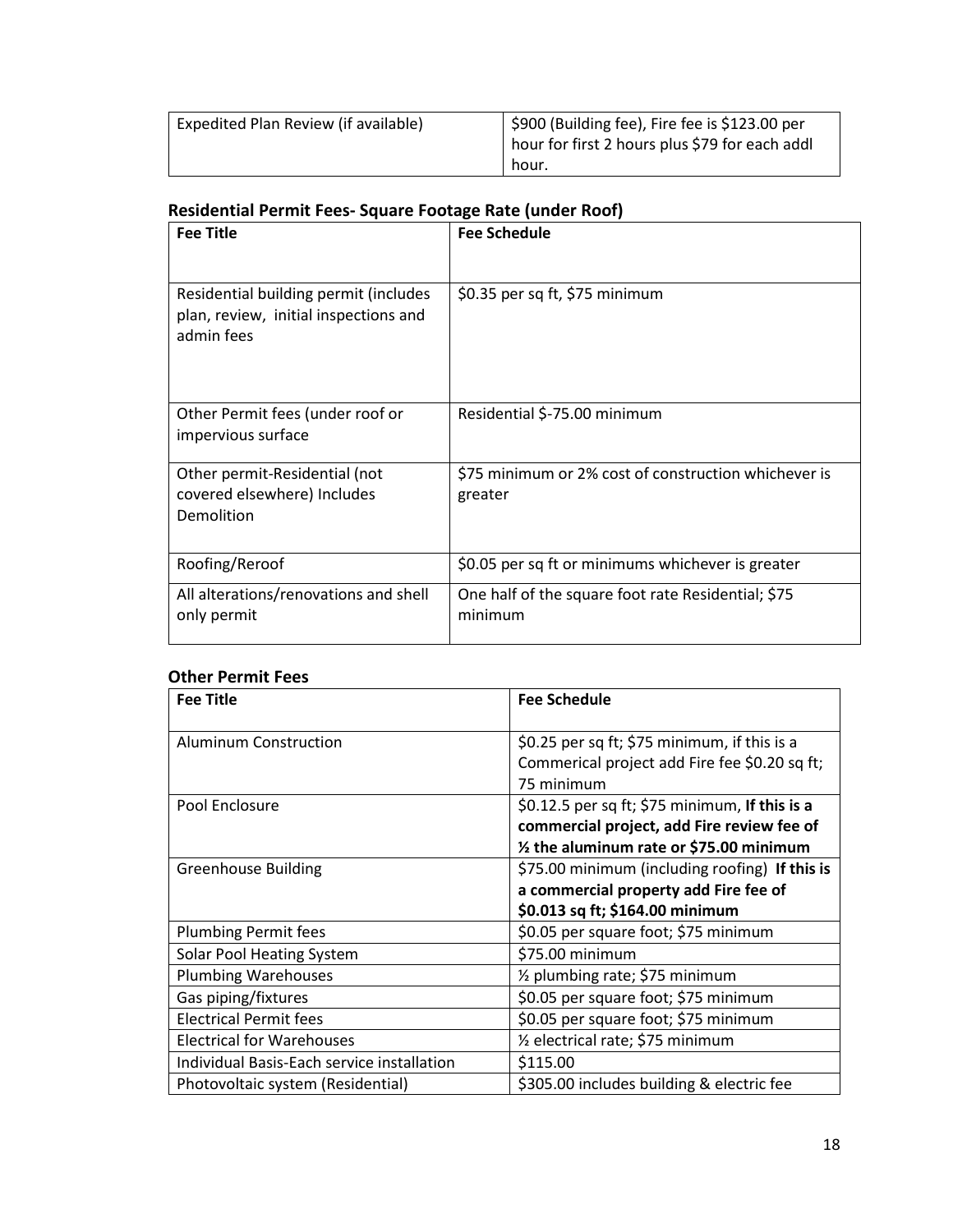| Expedited Plan Review (if available) | $900 (Building fee), Fire fee is $123.00 per hour for first 2 hours plus $79 for each addl hour. |
|---|---|

### Residential Permit Fees- Square Footage Rate (under Roof)

| Fee Title | Fee Schedule |
|---|---|
| Residential building permit (includes plan, review, initial inspections and admin fees | $0.35 per sq ft, $75 minimum |
| Other Permit fees (under roof or impervious surface | Residential $-75.00 minimum |
| Other permit-Residential (not covered elsewhere) Includes Demolition | $75 minimum or 2% cost of construction whichever is greater |
| Roofing/Reroof | $0.05 per sq ft or minimums whichever is greater |
| All alterations/renovations and shell only permit | One half of the square foot rate Residential; $75 minimum |

### Other Permit Fees

| Fee Title | Fee Schedule |
|---|---|
| Aluminum Construction | $0.25 per sq ft; $75 minimum, if this is a Commerical project add Fire fee $0.20 sq ft; 75 minimum |
| Pool Enclosure | $0.12.5 per sq ft; $75 minimum, **If this is a commercial project, add Fire review fee of ½ the aluminum rate or $75.00 minimum** |
| Greenhouse Building | $75.00 minimum (including roofing) **If this is a commercial property add Fire fee of $0.013 sq ft; $164.00 minimum** |
| Plumbing Permit fees | $0.05 per square foot; $75 minimum |
| Solar Pool Heating System | $75.00 minimum |
| Plumbing Warehouses | ½ plumbing rate; $75 minimum |
| Gas piping/fixtures | $0.05 per square foot; $75 minimum |
| Electrical Permit fees | $0.05 per square foot; $75 minimum |
| Electrical for Warehouses | ½ electrical rate; $75 minimum |
| Individual Basis-Each service installation | $115.00 |
| Photovoltaic system (Residential) | $305.00 includes building & electric fee |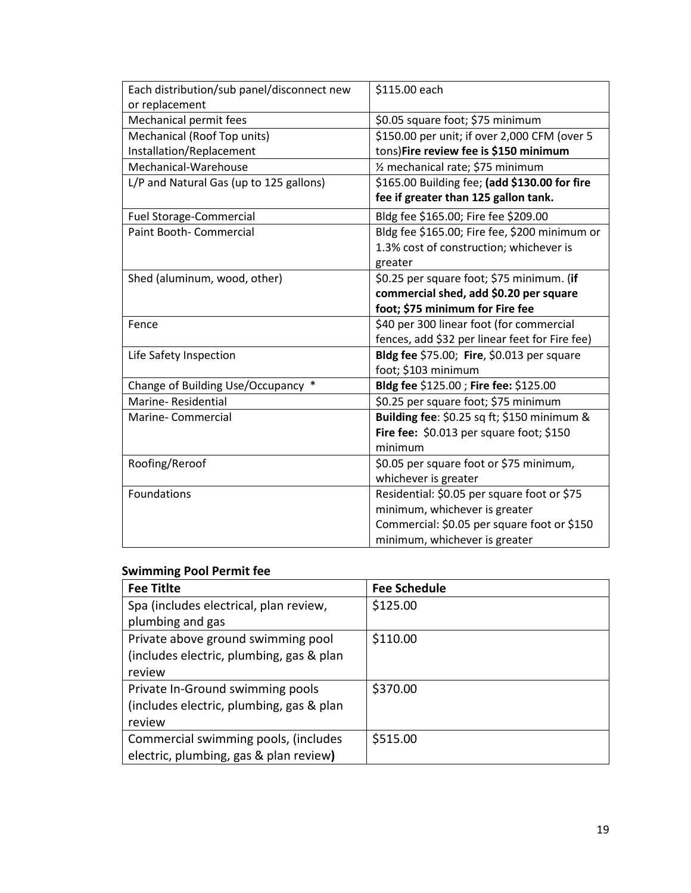| | |
|---|---|
| Each distribution/sub panel/disconnect new or replacement | $115.00 each |
| Mechanical permit fees | $0.05 square foot; $75 minimum |
| Mechanical (Roof Top units) Installation/Replacement | $150.00 per unit; if over 2,000 CFM (over 5 tons)**Fire review fee is $150 minimum** |
| Mechanical-Warehouse | ½ mechanical rate; $75 minimum |
| L/P and Natural Gas (up to 125 gallons) | $165.00 Building fee; **(add $130.00 for fire fee if greater than 125 gallon tank.** |
| Fuel Storage-Commercial | Bldg fee $165.00; Fire fee $209.00 |
| Paint Booth- Commercial | Bldg fee $165.00; Fire fee, $200 minimum or 1.3% cost of construction; whichever is greater |
| Shed (aluminum, wood, other) | $0.25 per square foot; $75 minimum. (**if commercial shed, add $0.20 per square foot; $75 minimum for Fire fee** |
| Fence | $40 per 300 linear foot (for commercial fences, add $32 per linear feet for Fire fee) |
| Life Safety Inspection | **Bldg fee** $75.00; **Fire**, $0.013 per square foot; $103 minimum |
| Change of Building Use/Occupancy * | **Bldg fee** $125.00 ; **Fire fee:** $125.00 |
| Marine- Residential | $0.25 per square foot; $75 minimum |
| Marine- Commercial | **Building fee**: $0.25 sq ft; $150 minimum & **Fire fee:** $0.013 per square foot; $150 minimum |
| Roofing/Reroof | $0.05 per square foot or $75 minimum, whichever is greater |
| Foundations | Residential: $0.05 per square foot or $75 minimum, whichever is greater<br>Commercial: $0.05 per square foot or $150 minimum, whichever is greater |

**Swimming Pool Permit fee**

| **Fee Titlte** | **Fee Schedule** |
|---|---|
| Spa (includes electrical, plan review, plumbing and gas | $125.00 |
| Private above ground swimming pool (includes electric, plumbing, gas & plan review | $110.00 |
| Private In-Ground swimming pools (includes electric, plumbing, gas & plan review | $370.00 |
| Commercial swimming pools, (includes electric, plumbing, gas & plan review**)** | $515.00 |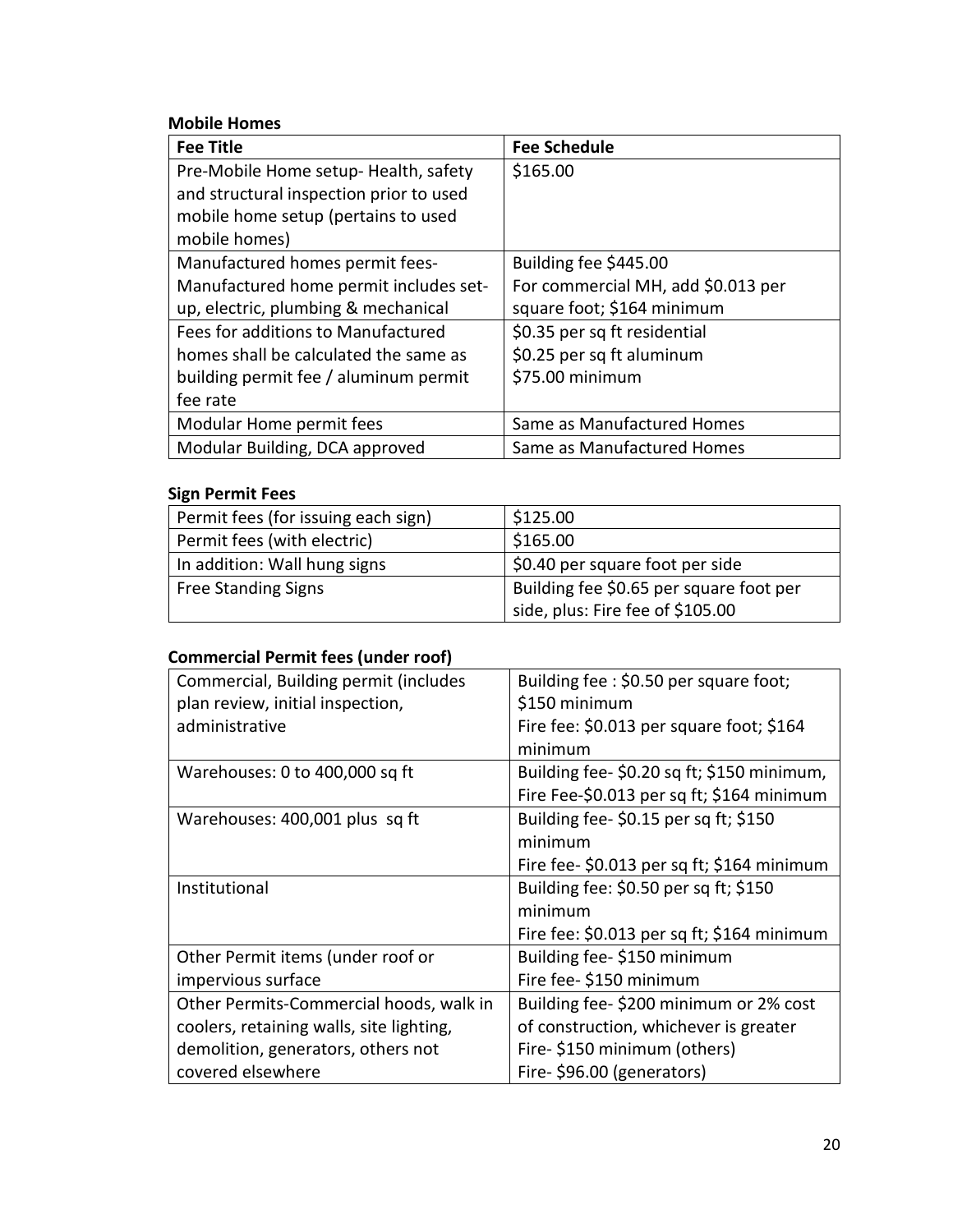**Mobile Homes**

| Fee Title | Fee Schedule |
| --- | --- |
| Pre-Mobile Home setup- Health, safety and structural inspection prior to used mobile home setup (pertains to used mobile homes) | $165.00 |
| Manufactured homes permit fees- Manufactured home permit includes set-up, electric, plumbing & mechanical | Building fee $445.00<br>For commercial MH, add $0.013 per square foot; $164 minimum |
| Fees for additions to Manufactured homes shall be calculated the same as building permit fee / aluminum permit fee rate | $0.35 per sq ft residential<br>$0.25 per sq ft aluminum<br>$75.00 minimum |
| Modular Home permit fees | Same as Manufactured Homes |
| Modular Building, DCA approved | Same as Manufactured Homes |

**Sign Permit Fees**

| | |
| --- | --- |
| Permit fees (for issuing each sign) | $125.00 |
| Permit fees (with electric) | $165.00 |
| In addition: Wall hung signs | $0.40 per square foot per side |
| Free Standing Signs | Building fee $0.65 per square foot per side, plus: Fire fee of $105.00 |

**Commercial Permit fees (under roof)**

| | |
| --- | --- |
| Commercial, Building permit (includes plan review, initial inspection, administrative | Building fee : $0.50 per square foot; $150 minimum<br>Fire fee: $0.013 per square foot; $164 minimum |
| Warehouses: 0 to 400,000 sq ft | Building fee- $0.20 sq ft; $150 minimum,<br>Fire Fee-$0.013 per sq ft; $164 minimum |
| Warehouses: 400,001 plus sq ft | Building fee- $0.15 per sq ft; $150 minimum<br>Fire fee- $0.013 per sq ft; $164 minimum |
| Institutional | Building fee: $0.50 per sq ft; $150 minimum<br>Fire fee: $0.013 per sq ft; $164 minimum |
| Other Permit items (under roof or impervious surface | Building fee- $150 minimum<br>Fire fee- $150 minimum |
| Other Permits-Commercial hoods, walk in coolers, retaining walls, site lighting, demolition, generators, others not covered elsewhere | Building fee- $200 minimum or 2% cost of construction, whichever is greater<br>Fire- $150 minimum (others)<br>Fire- $96.00 (generators) |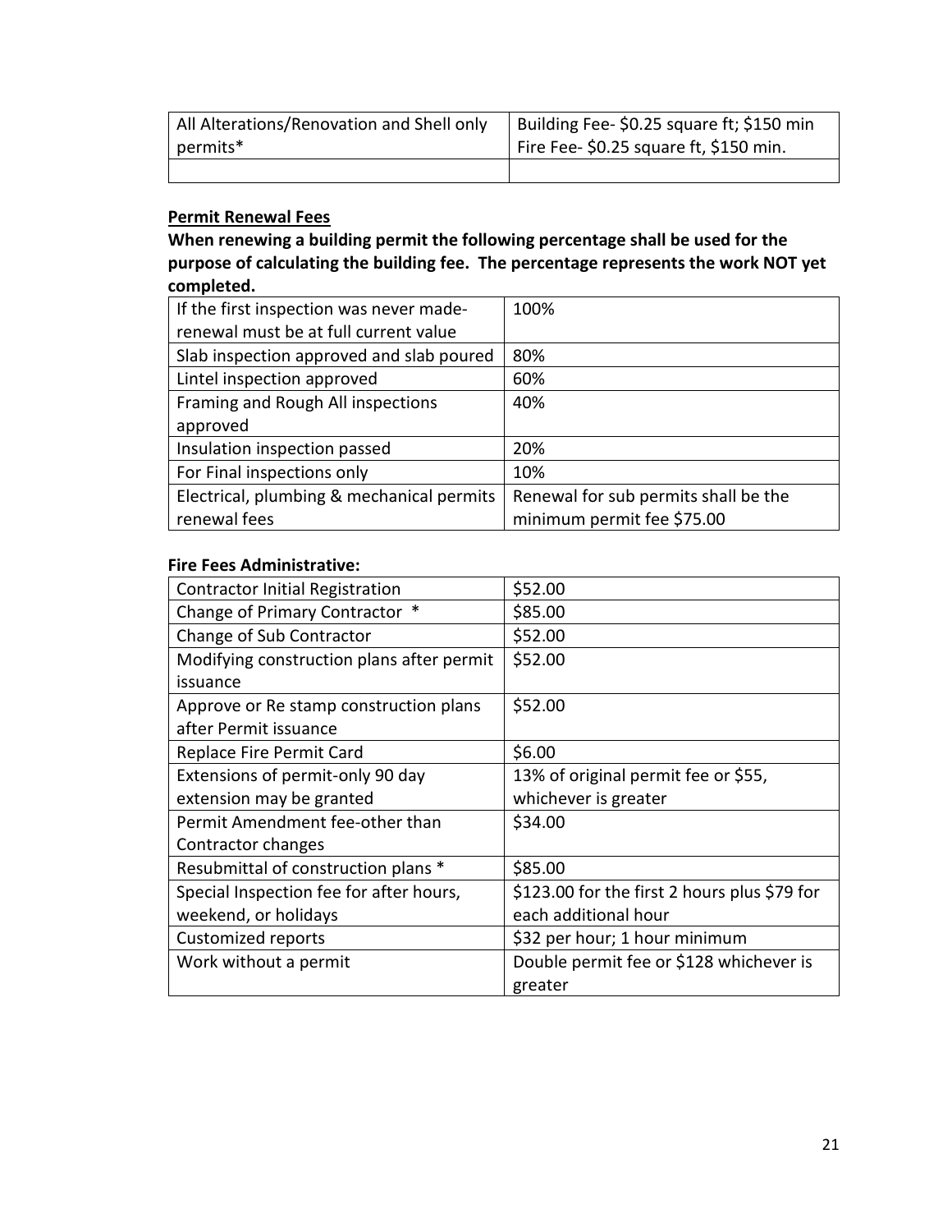| All Alterations/Renovation and Shell only permits* | Building Fee- $0.25 square ft; $150 min<br>Fire Fee- $0.25 square ft, $150 min. |
|---|---|
| | |

**Permit Renewal Fees**

**When renewing a building permit the following percentage shall be used for the purpose of calculating the building fee. The percentage represents the work NOT yet completed.**

| If the first inspection was never made- renewal must be at full current value | 100% |
|---|---|
| Slab inspection approved and slab poured | 80% |
| Lintel inspection approved | 60% |
| Framing and Rough All inspections approved | 40% |
| Insulation inspection passed | 20% |
| For Final inspections only | 10% |
| Electrical, plumbing & mechanical permits renewal fees | Renewal for sub permits shall be the minimum permit fee $75.00 |

**Fire Fees Administrative:**

| Contractor Initial Registration | $52.00 |
|---|---|
| Change of Primary Contractor * | $85.00 |
| Change of Sub Contractor | $52.00 |
| Modifying construction plans after permit issuance | $52.00 |
| Approve or Re stamp construction plans after Permit issuance | $52.00 |
| Replace Fire Permit Card | $6.00 |
| Extensions of permit-only 90 day extension may be granted | 13% of original permit fee or $55, whichever is greater |
| Permit Amendment fee-other than Contractor changes | $34.00 |
| Resubmittal of construction plans * | $85.00 |
| Special Inspection fee for after hours, weekend, or holidays | $123.00 for the first 2 hours plus $79 for each additional hour |
| Customized reports | $32 per hour; 1 hour minimum |
| Work without a permit | Double permit fee or $128 whichever is greater |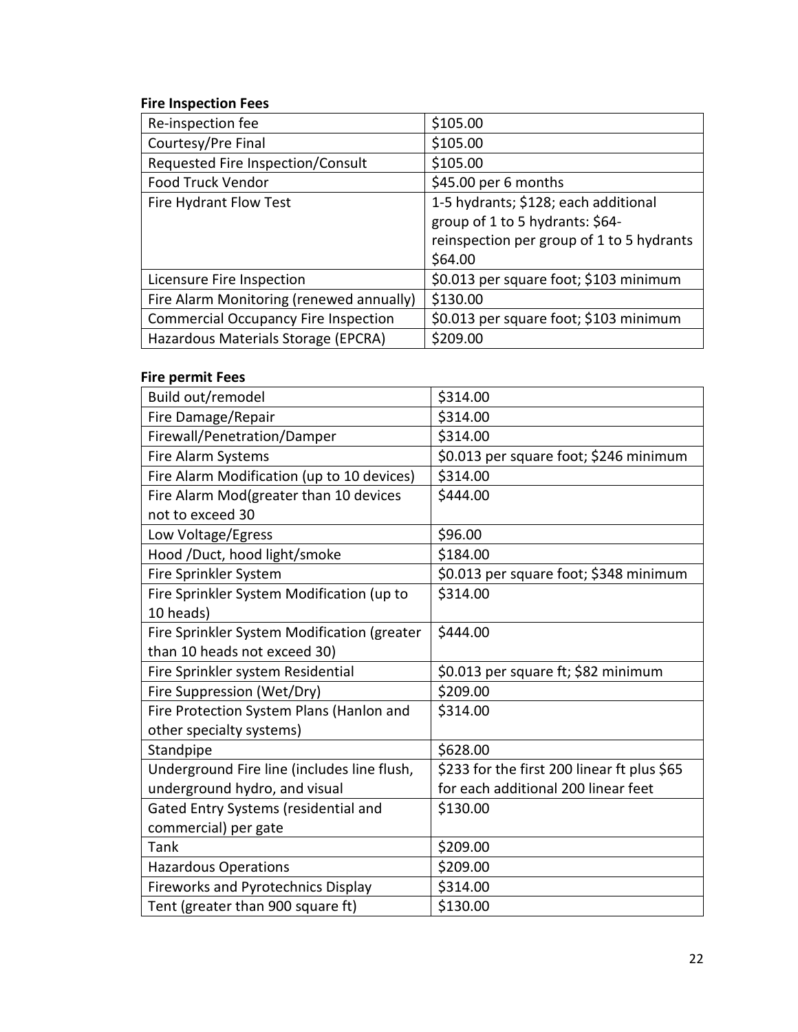**Fire Inspection Fees**

| Re-inspection fee | $105.00 |
|---|---|
| Courtesy/Pre Final | $105.00 |
| Requested Fire Inspection/Consult | $105.00 |
| Food Truck Vendor | $45.00 per 6 months |
| Fire Hydrant Flow Test | 1-5 hydrants; $128; each additional group of 1 to 5 hydrants: $64- reinspection per group of 1 to 5 hydrants $64.00 |
| Licensure Fire Inspection | $0.013 per square foot; $103 minimum |
| Fire Alarm Monitoring (renewed annually) | $130.00 |
| Commercial Occupancy Fire Inspection | $0.013 per square foot; $103 minimum |
| Hazardous Materials Storage (EPCRA) | $209.00 |

**Fire permit Fees**

| Build out/remodel | $314.00 |
|---|---|
| Fire Damage/Repair | $314.00 |
| Firewall/Penetration/Damper | $314.00 |
| Fire Alarm Systems | $0.013 per square foot; $246 minimum |
| Fire Alarm Modification (up to 10 devices) | $314.00 |
| Fire Alarm Mod(greater than 10 devices not to exceed 30 | $444.00 |
| Low Voltage/Egress | $96.00 |
| Hood /Duct, hood light/smoke | $184.00 |
| Fire Sprinkler System | $0.013 per square foot; $348 minimum |
| Fire Sprinkler System Modification (up to 10 heads) | $314.00 |
| Fire Sprinkler System Modification (greater than 10 heads not exceed 30) | $444.00 |
| Fire Sprinkler system Residential | $0.013 per square ft; $82 minimum |
| Fire Suppression (Wet/Dry) | $209.00 |
| Fire Protection System Plans (Hanlon and other specialty systems) | $314.00 |
| Standpipe | $628.00 |
| Underground Fire line (includes line flush, underground hydro, and visual | $233 for the first 200 linear ft plus $65 for each additional 200 linear feet |
| Gated Entry Systems (residential and commercial) per gate | $130.00 |
| Tank | $209.00 |
| Hazardous Operations | $209.00 |
| Fireworks and Pyrotechnics Display | $314.00 |
| Tent (greater than 900 square ft) | $130.00 |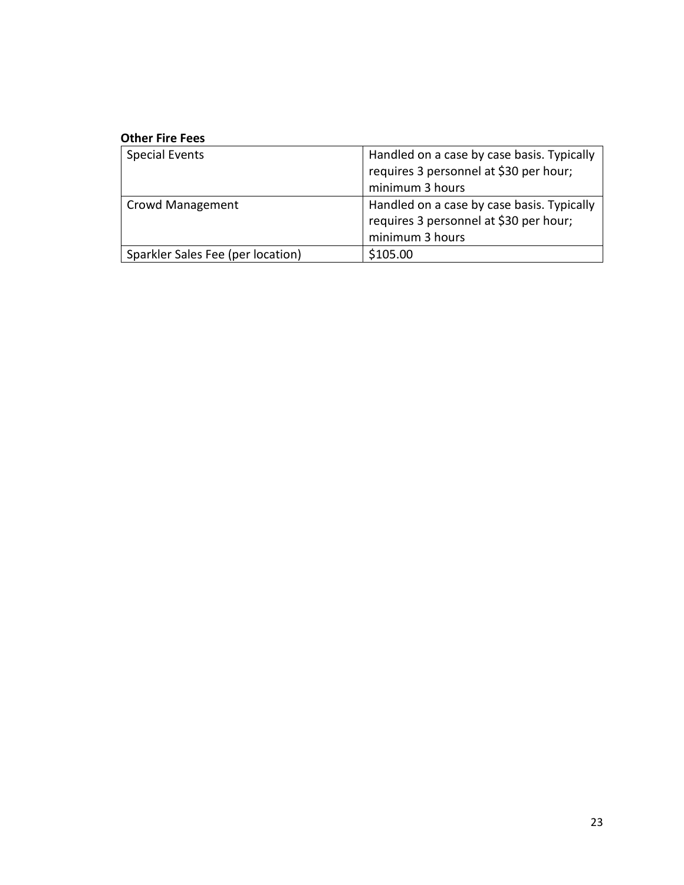**Other Fire Fees**

| | |
|---|---|
| Special Events | Handled on a case by case basis. Typically requires 3 personnel at $30 per hour; minimum 3 hours |
| Crowd Management | Handled on a case by case basis. Typically requires 3 personnel at $30 per hour; minimum 3 hours |
| Sparkler Sales Fee (per location) | $105.00 |